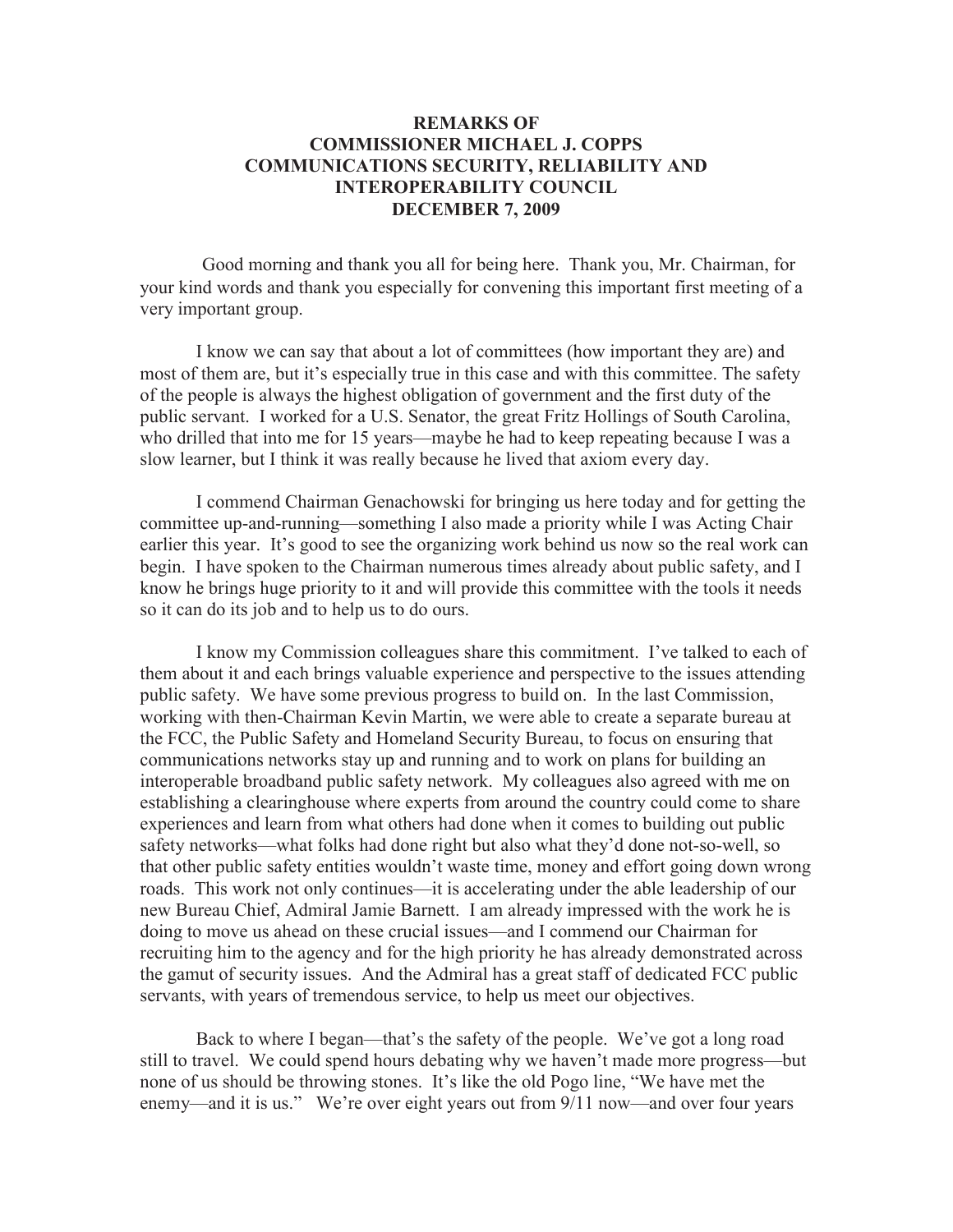# REMARKS OF
# COMMISSIONER MICHAEL J. COPPS
# COMMUNICATIONS SECURITY, RELIABILITY AND INTEROPERABILITY COUNCIL
# DECEMBER 7, 2009

Good morning and thank you all for being here. Thank you, Mr. Chairman, for your kind words and thank you especially for convening this important first meeting of a very important group.

I know we can say that about a lot of committees (how important they are) and most of them are, but it's especially true in this case and with this committee. The safety of the people is always the highest obligation of government and the first duty of the public servant. I worked for a U.S. Senator, the great Fritz Hollings of South Carolina, who drilled that into me for 15 years—maybe he had to keep repeating because I was a slow learner, but I think it was really because he lived that axiom every day.

I commend Chairman Genachowski for bringing us here today and for getting the committee up-and-running—something I also made a priority while I was Acting Chair earlier this year. It's good to see the organizing work behind us now so the real work can begin. I have spoken to the Chairman numerous times already about public safety, and I know he brings huge priority to it and will provide this committee with the tools it needs so it can do its job and to help us to do ours.

I know my Commission colleagues share this commitment. I've talked to each of them about it and each brings valuable experience and perspective to the issues attending public safety. We have some previous progress to build on. In the last Commission, working with then-Chairman Kevin Martin, we were able to create a separate bureau at the FCC, the Public Safety and Homeland Security Bureau, to focus on ensuring that communications networks stay up and running and to work on plans for building an interoperable broadband public safety network. My colleagues also agreed with me on establishing a clearinghouse where experts from around the country could come to share experiences and learn from what others had done when it comes to building out public safety networks—what folks had done right but also what they'd done not-so-well, so that other public safety entities wouldn't waste time, money and effort going down wrong roads. This work not only continues—it is accelerating under the able leadership of our new Bureau Chief, Admiral Jamie Barnett. I am already impressed with the work he is doing to move us ahead on these crucial issues—and I commend our Chairman for recruiting him to the agency and for the high priority he has already demonstrated across the gamut of security issues. And the Admiral has a great staff of dedicated FCC public servants, with years of tremendous service, to help us meet our objectives.

Back to where I began—that's the safety of the people. We've got a long road still to travel. We could spend hours debating why we haven't made more progress—but none of us should be throwing stones. It's like the old Pogo line, "We have met the enemy—and it is us." We're over eight years out from 9/11 now—and over four years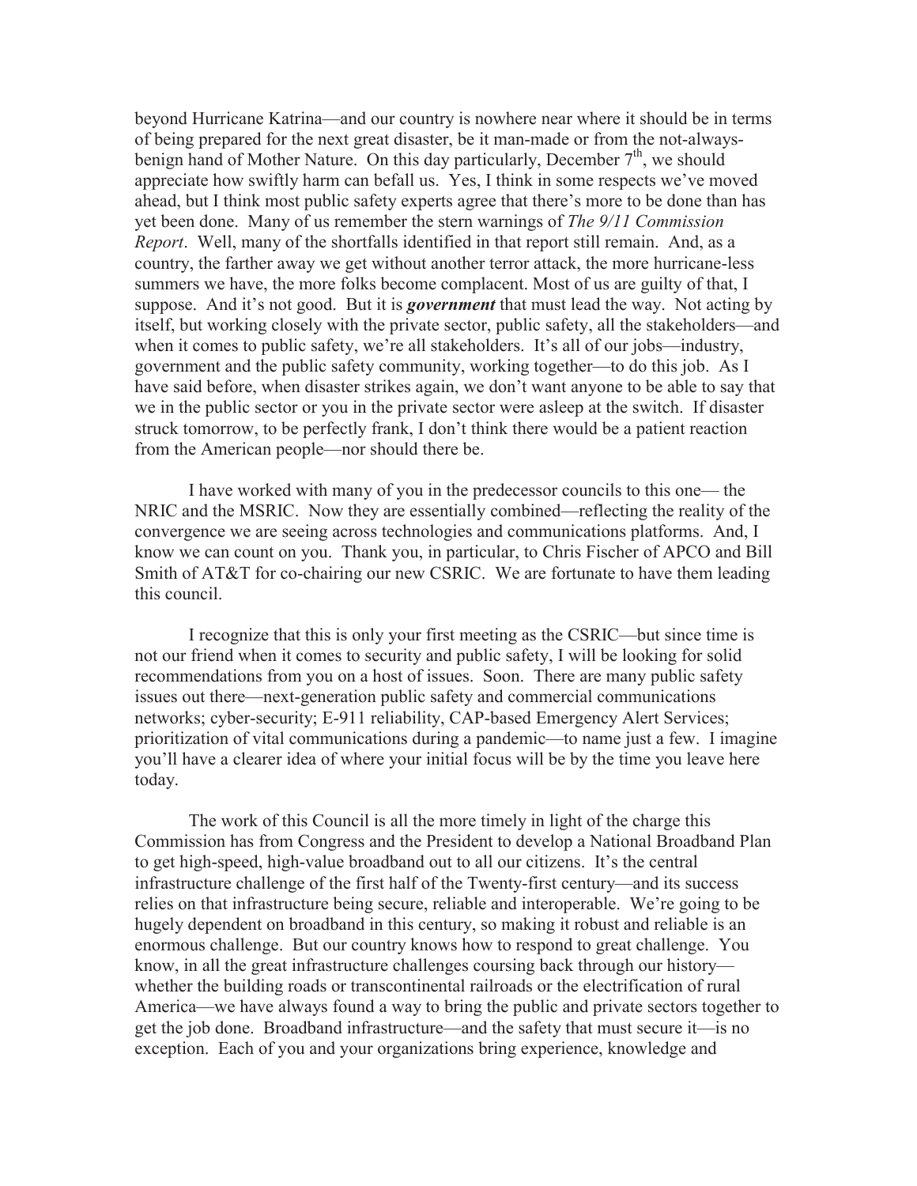beyond Hurricane Katrina—and our country is nowhere near where it should be in terms of being prepared for the next great disaster, be it man-made or from the not-always-benign hand of Mother Nature. On this day particularly, December 7th, we should appreciate how swiftly harm can befall us. Yes, I think in some respects we've moved ahead, but I think most public safety experts agree that there's more to be done than has yet been done. Many of us remember the stern warnings of *The 9/11 Commission Report*. Well, many of the shortfalls identified in that report still remain. And, as a country, the farther away we get without another terror attack, the more hurricane-less summers we have, the more folks become complacent. Most of us are guilty of that, I suppose. And it's not good. But it is ***government*** that must lead the way. Not acting by itself, but working closely with the private sector, public safety, all the stakeholders—and when it comes to public safety, we're all stakeholders. It's all of our jobs—industry, government and the public safety community, working together—to do this job. As I have said before, when disaster strikes again, we don't want anyone to be able to say that we in the public sector or you in the private sector were asleep at the switch. If disaster struck tomorrow, to be perfectly frank, I don't think there would be a patient reaction from the American people—nor should there be.

I have worked with many of you in the predecessor councils to this one— the NRIC and the MSRIC. Now they are essentially combined—reflecting the reality of the convergence we are seeing across technologies and communications platforms. And, I know we can count on you. Thank you, in particular, to Chris Fischer of APCO and Bill Smith of AT&T for co-chairing our new CSRIC. We are fortunate to have them leading this council.

I recognize that this is only your first meeting as the CSRIC—but since time is not our friend when it comes to security and public safety, I will be looking for solid recommendations from you on a host of issues. Soon. There are many public safety issues out there—next-generation public safety and commercial communications networks; cyber-security; E-911 reliability, CAP-based Emergency Alert Services; prioritization of vital communications during a pandemic—to name just a few. I imagine you'll have a clearer idea of where your initial focus will be by the time you leave here today.

The work of this Council is all the more timely in light of the charge this Commission has from Congress and the President to develop a National Broadband Plan to get high-speed, high-value broadband out to all our citizens. It's the central infrastructure challenge of the first half of the Twenty-first century—and its success relies on that infrastructure being secure, reliable and interoperable. We're going to be hugely dependent on broadband in this century, so making it robust and reliable is an enormous challenge. But our country knows how to respond to great challenge. You know, in all the great infrastructure challenges coursing back through our history—whether the building roads or transcontinental railroads or the electrification of rural America—we have always found a way to bring the public and private sectors together to get the job done. Broadband infrastructure—and the safety that must secure it—is no exception. Each of you and your organizations bring experience, knowledge and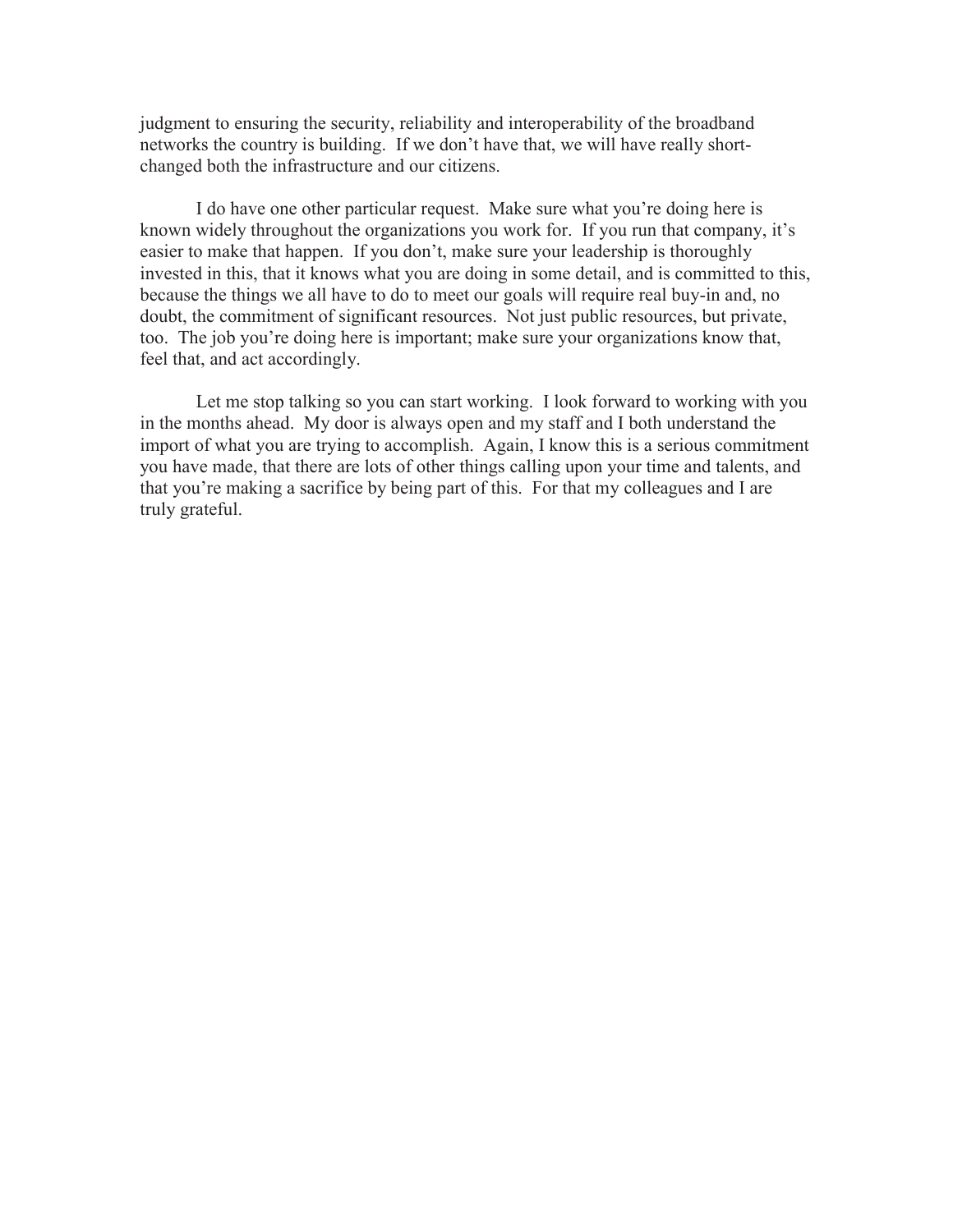judgment to ensuring the security, reliability and interoperability of the broadband networks the country is building. If we don't have that, we will have really short-changed both the infrastructure and our citizens.

I do have one other particular request. Make sure what you're doing here is known widely throughout the organizations you work for. If you run that company, it's easier to make that happen. If you don't, make sure your leadership is thoroughly invested in this, that it knows what you are doing in some detail, and is committed to this, because the things we all have to do to meet our goals will require real buy-in and, no doubt, the commitment of significant resources. Not just public resources, but private, too. The job you're doing here is important; make sure your organizations know that, feel that, and act accordingly.

Let me stop talking so you can start working. I look forward to working with you in the months ahead. My door is always open and my staff and I both understand the import of what you are trying to accomplish. Again, I know this is a serious commitment you have made, that there are lots of other things calling upon your time and talents, and that you're making a sacrifice by being part of this. For that my colleagues and I are truly grateful.